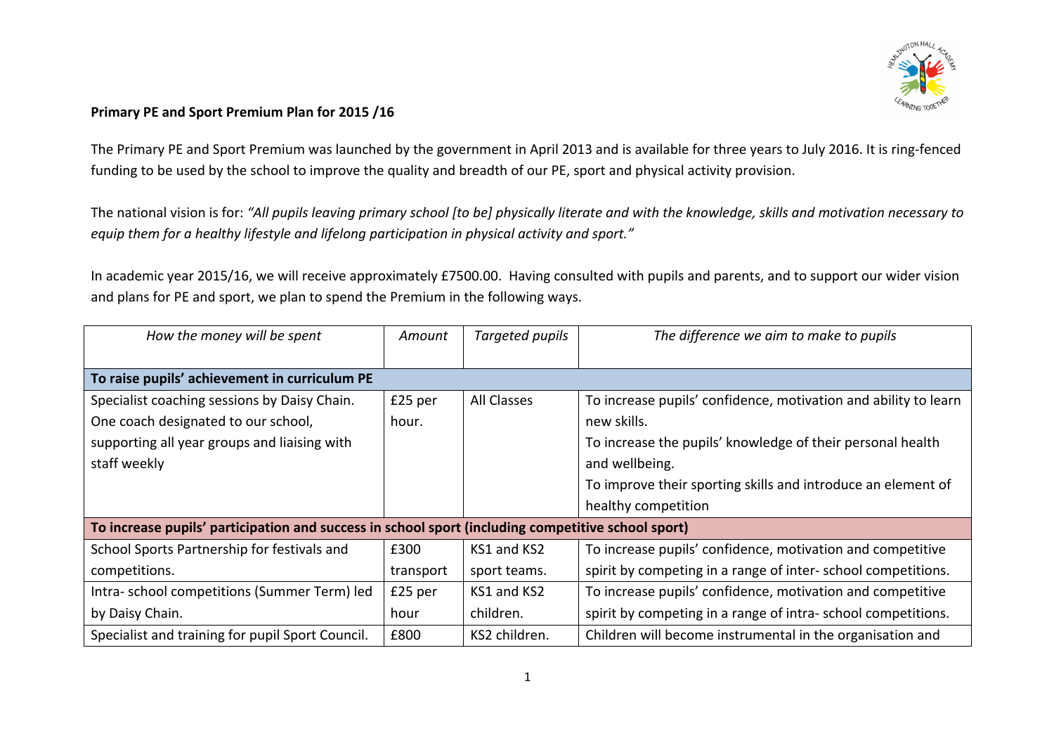**Primary PE and Sport Premium Plan for 2015 /16**

The Primary PE and Sport Premium was launched by the government in April 2013 and is available for three years to July 2016. It is ring-fenced funding to be used by the school to improve the quality and breadth of our PE, sport and physical activity provision.

The national vision is for: *"All pupils leaving primary school [to be] physically literate and with the knowledge, skills and motivation necessary to equip them for a healthy lifestyle and lifelong participation in physical activity and sport."*

In academic year 2015/16, we will receive approximately £7500.00. Having consulted with pupils and parents, and to support our wider vision and plans for PE and sport, we plan to spend the Premium in the following ways.

| *How the money will be spent* | *Amount* | *Targeted pupils* | *The difference we aim to make to pupils* |
|---|---|---|---|
| **To raise pupils' achievement in curriculum PE** | | | |
| Specialist coaching sessions by Daisy Chain. One coach designated to our school, supporting all year groups and liaising with staff weekly | £25 per hour. | All Classes | To increase pupils' confidence, motivation and ability to learn new skills. To increase the pupils' knowledge of their personal health and wellbeing. To improve their sporting skills and introduce an element of healthy competition |
| **To increase pupils' participation and success in school sport (including competitive school sport)** | | | |
| School Sports Partnership for festivals and competitions. | £300 transport | KS1 and KS2 sport teams. | To increase pupils' confidence, motivation and competitive spirit by competing in a range of inter- school competitions. |
| Intra- school competitions (Summer Term) led by Daisy Chain. | £25 per hour | KS1 and KS2 children. | To increase pupils' confidence, motivation and competitive spirit by competing in a range of intra- school competitions. |
| Specialist and training for pupil Sport Council. | £800 | KS2 children. | Children will become instrumental in the organisation and |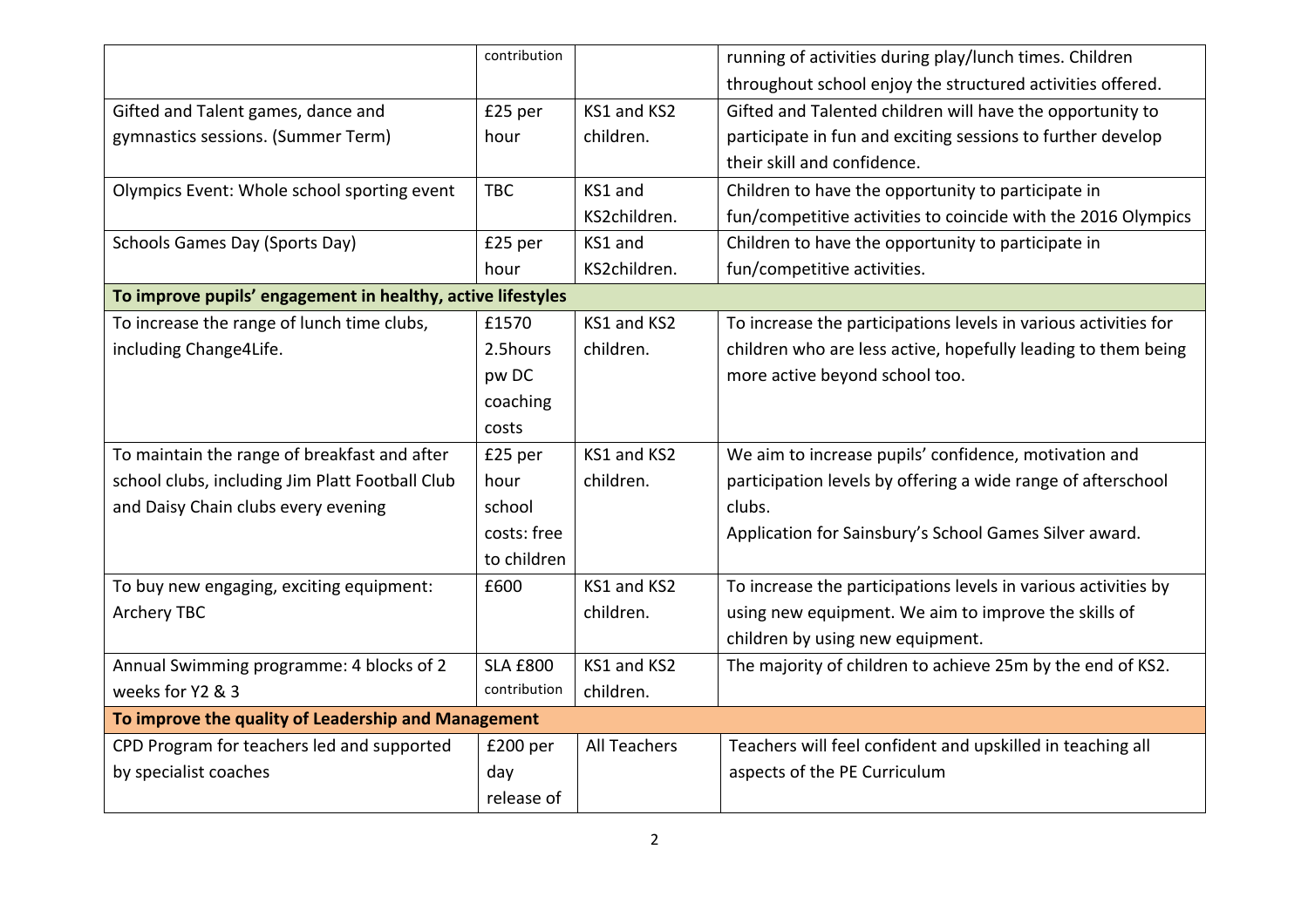| | | | |
|---|---|---|---|
| | contribution | | running of activities during play/lunch times. Children throughout school enjoy the structured activities offered. |
| Gifted and Talent games, dance and gymnastics sessions. (Summer Term) | £25 per hour | KS1 and KS2 children. | Gifted and Talented children will have the opportunity to participate in fun and exciting sessions to further develop their skill and confidence. |
| Olympics Event: Whole school sporting event | TBC | KS1 and KS2children. | Children to have the opportunity to participate in fun/competitive activities to coincide with the 2016 Olympics |
| Schools Games Day (Sports Day) | £25 per hour | KS1 and KS2children. | Children to have the opportunity to participate in fun/competitive activities. |
| **To improve pupils' engagement in healthy, active lifestyles** | | | |
| To increase the range of lunch time clubs, including Change4Life. | £1570 2.5hours pw DC coaching costs | KS1 and KS2 children. | To increase the participations levels in various activities for children who are less active, hopefully leading to them being more active beyond school too. |
| To maintain the range of breakfast and after school clubs, including Jim Platt Football Club and Daisy Chain clubs every evening | £25 per hour school costs: free to children | KS1 and KS2 children. | We aim to increase pupils' confidence, motivation and participation levels by offering a wide range of afterschool clubs.<br>Application for Sainsbury's School Games Silver award. |
| To buy new engaging, exciting equipment: Archery TBC | £600 | KS1 and KS2 children. | To increase the participations levels in various activities by using new equipment. We aim to improve the skills of children by using new equipment. |
| Annual Swimming programme: 4 blocks of 2 weeks for Y2 & 3 | SLA £800 contribution | KS1 and KS2 children. | The majority of children to achieve 25m by the end of KS2. |
| **To improve the quality of Leadership and Management** | | | |
| CPD Program for teachers led and supported by specialist coaches | £200 per day release of | All Teachers | Teachers will feel confident and upskilled in teaching all aspects of the PE Curriculum |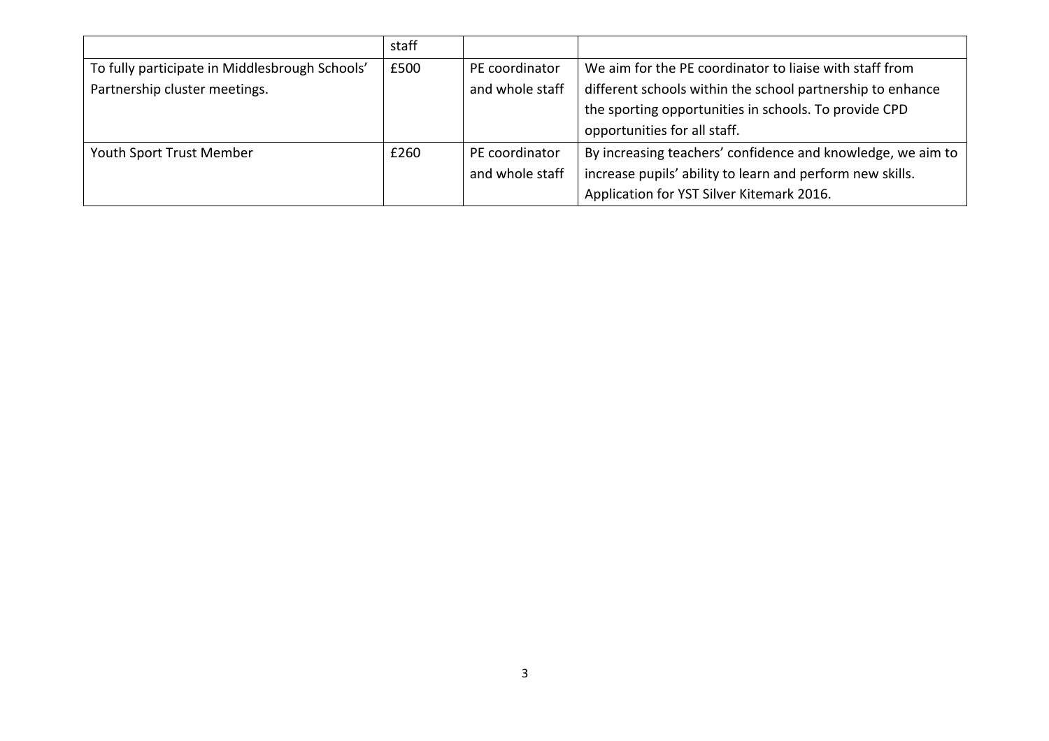| | | | |
|---|---|---|---|
| | staff | | |
| To fully participate in Middlesbrough Schools' Partnership cluster meetings. | £500 | PE coordinator and whole staff | We aim for the PE coordinator to liaise with staff from different schools within the school partnership to enhance the sporting opportunities in schools. To provide CPD opportunities for all staff. |
| Youth Sport Trust Member | £260 | PE coordinator and whole staff | By increasing teachers' confidence and knowledge, we aim to increase pupils' ability to learn and perform new skills. Application for YST Silver Kitemark 2016. |